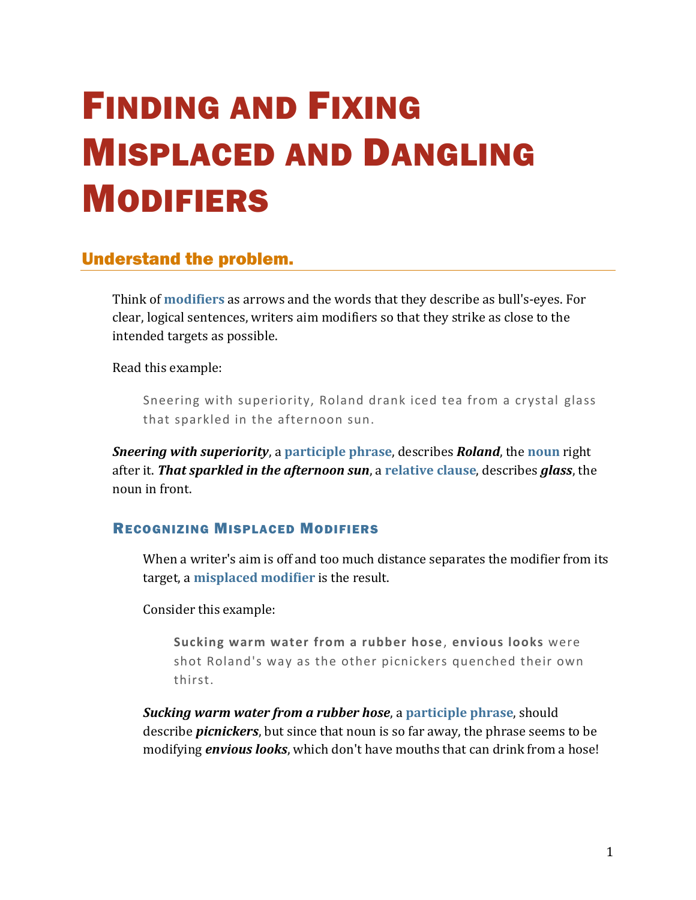# Finding and Fixing Misplaced and Dangling Modifiers

## Understand the problem.

Think of **modifiers** as arrows and the words that they describe as bull's-eyes. For clear, logical sentences, writers aim modifiers so that they strike as close to the intended targets as possible.

Read this example:

> Sneering with superiority, Roland drank iced tea from a crystal glass that sparkled in the afternoon sun.

***Sneering with superiority***, a **participle phrase**, describes ***Roland***, the **noun** right after it. ***That sparkled in the afternoon sun***, a **relative clause**, describes ***glass***, the noun in front.

### Recognizing Misplaced Modifiers

When a writer's aim is off and too much distance separates the modifier from its target, a **misplaced modifier** is the result.

Consider this example:

> **Sucking warm water from a rubber hose**, **envious looks** were shot Roland's way as the other picnickers quenched their own thirst.

***Sucking warm water from a rubber hose***, a **participle phrase**, should describe ***picnickers***, but since that noun is so far away, the phrase seems to be modifying ***envious looks***, which don't have mouths that can drink from a hose!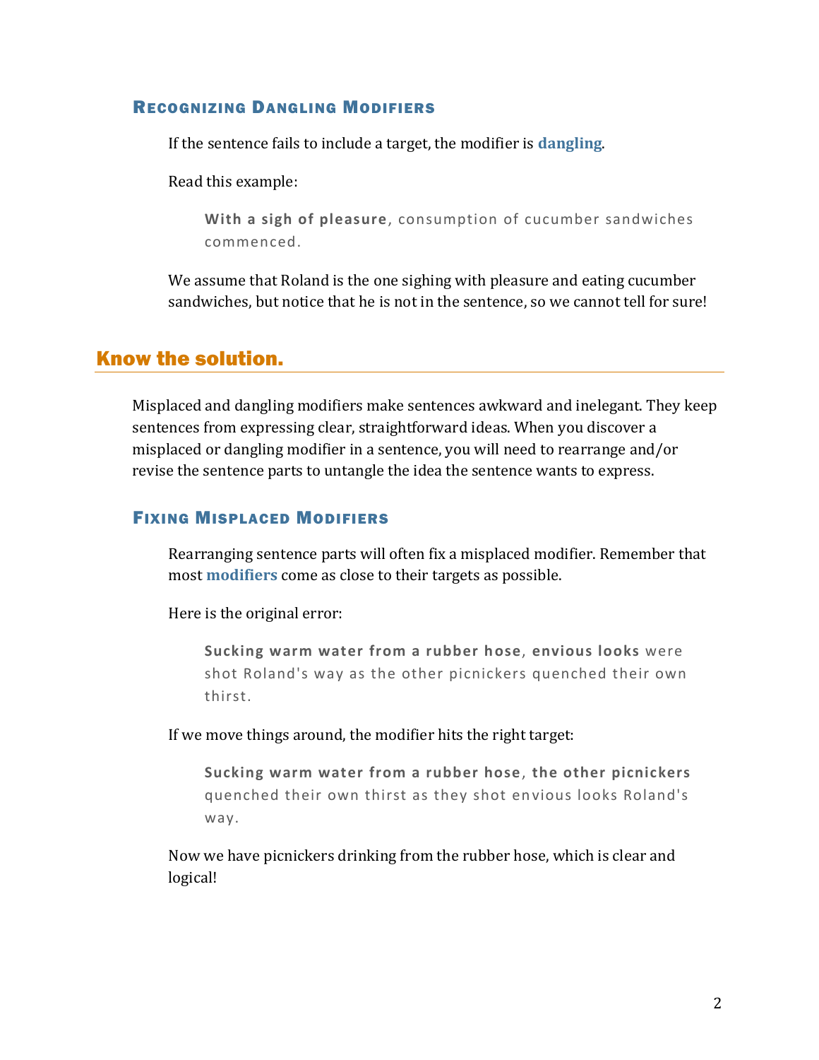### Recognizing Dangling Modifiers

If the sentence fails to include a target, the modifier is **dangling**.

Read this example:

> **With a sigh of pleasure**, consumption of cucumber sandwiches commenced.

We assume that Roland is the one sighing with pleasure and eating cucumber sandwiches, but notice that he is not in the sentence, so we cannot tell for sure!

## Know the solution.

Misplaced and dangling modifiers make sentences awkward and inelegant. They keep sentences from expressing clear, straightforward ideas. When you discover a misplaced or dangling modifier in a sentence, you will need to rearrange and/or revise the sentence parts to untangle the idea the sentence wants to express.

### Fixing Misplaced Modifiers

Rearranging sentence parts will often fix a misplaced modifier. Remember that most **modifiers** come as close to their targets as possible.

Here is the original error:

> **Sucking warm water from a rubber hose**, **envious looks** were shot Roland's way as the other picnickers quenched their own thirst.

If we move things around, the modifier hits the right target:

> **Sucking warm water from a rubber hose**, **the other picnickers** quenched their own thirst as they shot envious looks Roland's way.

Now we have picnickers drinking from the rubber hose, which is clear and logical!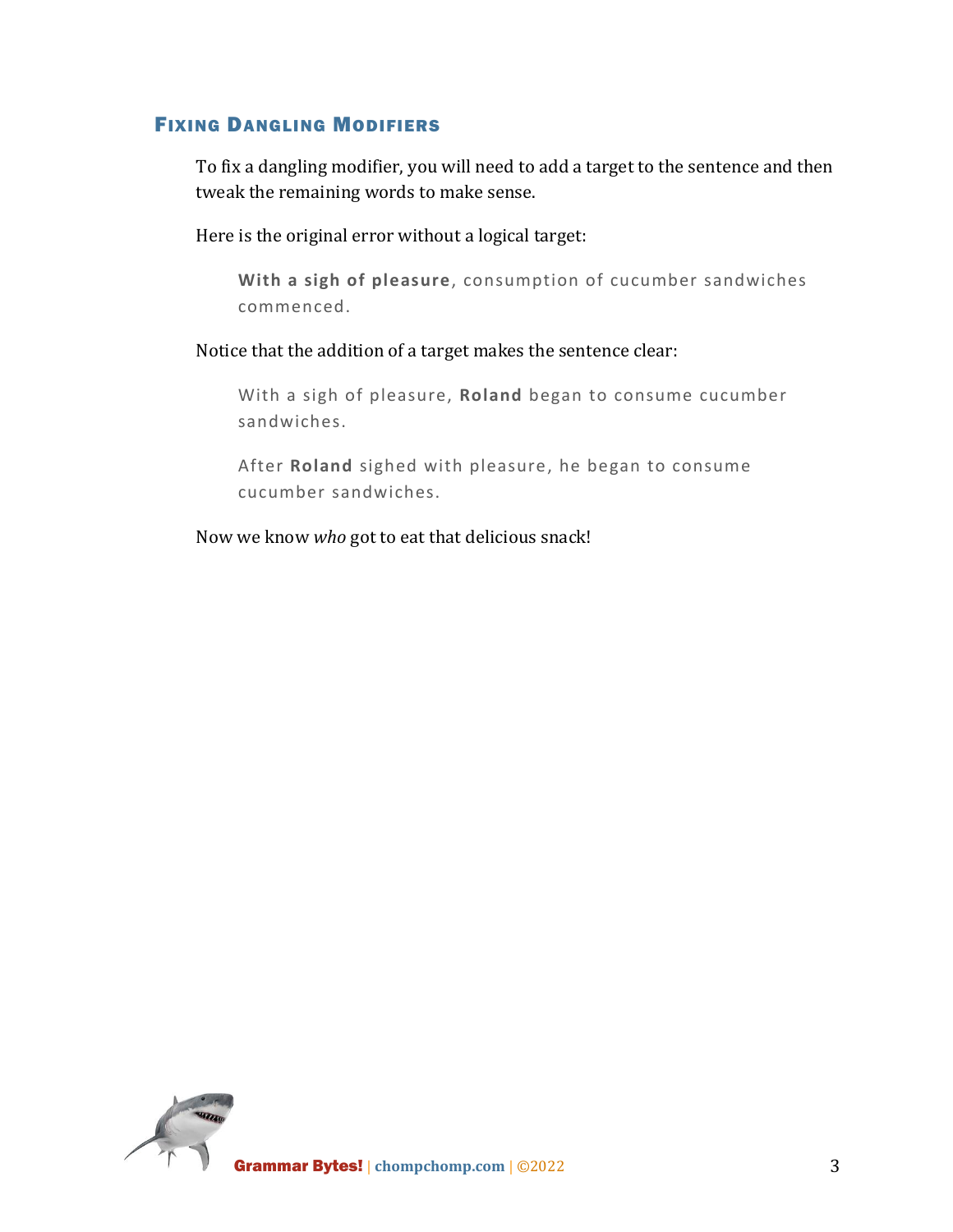## Fixing Dangling Modifiers

To fix a dangling modifier, you will need to add a target to the sentence and then tweak the remaining words to make sense.

Here is the original error without a logical target:

> **With a sigh of pleasure**, consumption of cucumber sandwiches commenced.

Notice that the addition of a target makes the sentence clear:

> With a sigh of pleasure, **Roland** began to consume cucumber sandwiches.

> After **Roland** sighed with pleasure, he began to consume cucumber sandwiches.

Now we know *who* got to eat that delicious snack!